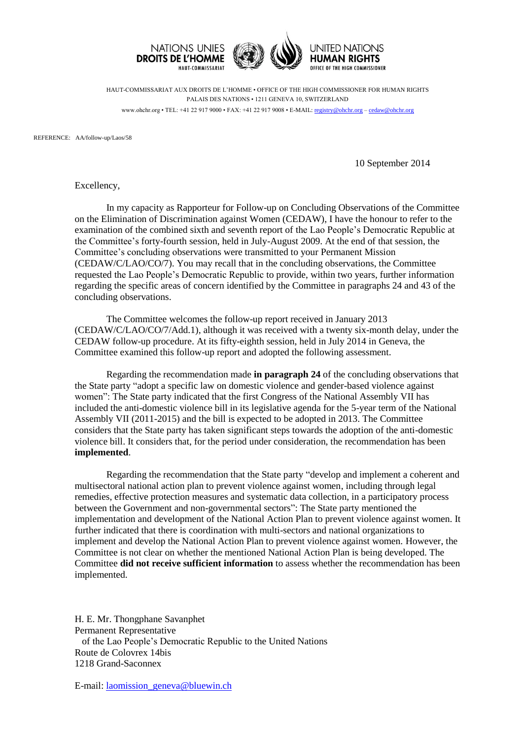NATIONS UNIES
**DROITS DE L'HOMME**
HAUT-COMMISSARIAT

UNITED NATIONS
**HUMAN RIGHTS**
OFFICE OF THE HIGH COMMISSIONER

HAUT-COMMISSARIAT AUX DROITS DE L'HOMME • OFFICE OF THE HIGH COMMISSIONER FOR HUMAN RIGHTS
PALAIS DES NATIONS • 1211 GENEVA 10, SWITZERLAND
www.ohchr.org • TEL: +41 22 917 9000 • FAX: +41 22 917 9008 • E-MAIL: registry@ohchr.org – cedaw@ohchr.org

REFERENCE: AA/follow-up/Laos/58

10 September 2014

Excellency,

In my capacity as Rapporteur for Follow-up on Concluding Observations of the Committee on the Elimination of Discrimination against Women (CEDAW), I have the honour to refer to the examination of the combined sixth and seventh report of the Lao People's Democratic Republic at the Committee's forty-fourth session, held in July-August 2009. At the end of that session, the Committee's concluding observations were transmitted to your Permanent Mission (CEDAW/C/LAO/CO/7). You may recall that in the concluding observations, the Committee requested the Lao People's Democratic Republic to provide, within two years, further information regarding the specific areas of concern identified by the Committee in paragraphs 24 and 43 of the concluding observations.

The Committee welcomes the follow-up report received in January 2013 (CEDAW/C/LAO/CO/7/Add.1), although it was received with a twenty six-month delay, under the CEDAW follow-up procedure. At its fifty-eighth session, held in July 2014 in Geneva, the Committee examined this follow-up report and adopted the following assessment.

Regarding the recommendation made **in paragraph 24** of the concluding observations that the State party "adopt a specific law on domestic violence and gender-based violence against women": The State party indicated that the first Congress of the National Assembly VII has included the anti-domestic violence bill in its legislative agenda for the 5-year term of the National Assembly VII (2011-2015) and the bill is expected to be adopted in 2013. The Committee considers that the State party has taken significant steps towards the adoption of the anti-domestic violence bill. It considers that, for the period under consideration, the recommendation has been **implemented**.

Regarding the recommendation that the State party "develop and implement a coherent and multisectoral national action plan to prevent violence against women, including through legal remedies, effective protection measures and systematic data collection, in a participatory process between the Government and non-governmental sectors": The State party mentioned the implementation and development of the National Action Plan to prevent violence against women. It further indicated that there is coordination with multi-sectors and national organizations to implement and develop the National Action Plan to prevent violence against women. However, the Committee is not clear on whether the mentioned National Action Plan is being developed. The Committee **did not receive sufficient information** to assess whether the recommendation has been implemented.

H. E. Mr. Thongphane Savanphet
Permanent Representative
of the Lao People's Democratic Republic to the United Nations
Route de Colovrex 14bis
1218 Grand-Saconnex

E-mail: laomission_geneva@bluewin.ch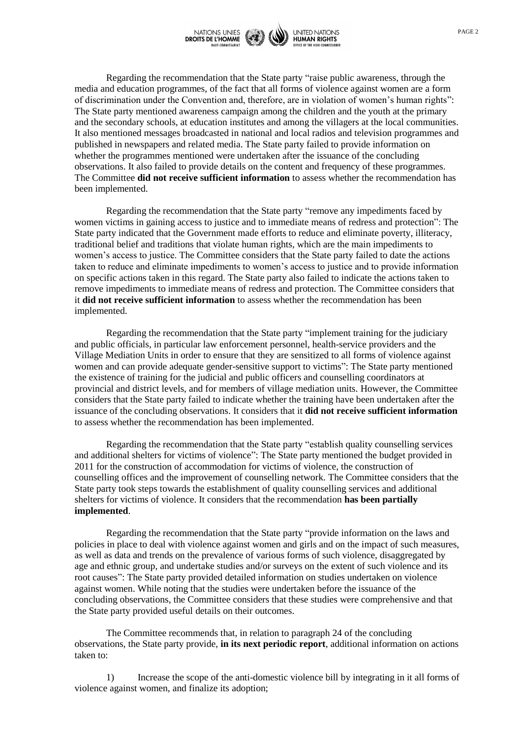Regarding the recommendation that the State party "raise public awareness, through the media and education programmes, of the fact that all forms of violence against women are a form of discrimination under the Convention and, therefore, are in violation of women's human rights": The State party mentioned awareness campaign among the children and the youth at the primary and the secondary schools, at education institutes and among the villagers at the local communities. It also mentioned messages broadcasted in national and local radios and television programmes and published in newspapers and related media. The State party failed to provide information on whether the programmes mentioned were undertaken after the issuance of the concluding observations. It also failed to provide details on the content and frequency of these programmes. The Committee **did not receive sufficient information** to assess whether the recommendation has been implemented.

Regarding the recommendation that the State party "remove any impediments faced by women victims in gaining access to justice and to immediate means of redress and protection": The State party indicated that the Government made efforts to reduce and eliminate poverty, illiteracy, traditional belief and traditions that violate human rights, which are the main impediments to women's access to justice. The Committee considers that the State party failed to date the actions taken to reduce and eliminate impediments to women's access to justice and to provide information on specific actions taken in this regard. The State party also failed to indicate the actions taken to remove impediments to immediate means of redress and protection. The Committee considers that it **did not receive sufficient information** to assess whether the recommendation has been implemented.

Regarding the recommendation that the State party "implement training for the judiciary and public officials, in particular law enforcement personnel, health-service providers and the Village Mediation Units in order to ensure that they are sensitized to all forms of violence against women and can provide adequate gender-sensitive support to victims": The State party mentioned the existence of training for the judicial and public officers and counselling coordinators at provincial and district levels, and for members of village mediation units. However, the Committee considers that the State party failed to indicate whether the training have been undertaken after the issuance of the concluding observations. It considers that it **did not receive sufficient information** to assess whether the recommendation has been implemented.

Regarding the recommendation that the State party "establish quality counselling services and additional shelters for victims of violence": The State party mentioned the budget provided in 2011 for the construction of accommodation for victims of violence, the construction of counselling offices and the improvement of counselling network. The Committee considers that the State party took steps towards the establishment of quality counselling services and additional shelters for victims of violence. It considers that the recommendation **has been partially implemented**.

Regarding the recommendation that the State party "provide information on the laws and policies in place to deal with violence against women and girls and on the impact of such measures, as well as data and trends on the prevalence of various forms of such violence, disaggregated by age and ethnic group, and undertake studies and/or surveys on the extent of such violence and its root causes": The State party provided detailed information on studies undertaken on violence against women. While noting that the studies were undertaken before the issuance of the concluding observations, the Committee considers that these studies were comprehensive and that the State party provided useful details on their outcomes.

The Committee recommends that, in relation to paragraph 24 of the concluding observations, the State party provide, **in its next periodic report**, additional information on actions taken to:

1) Increase the scope of the anti-domestic violence bill by integrating in it all forms of violence against women, and finalize its adoption;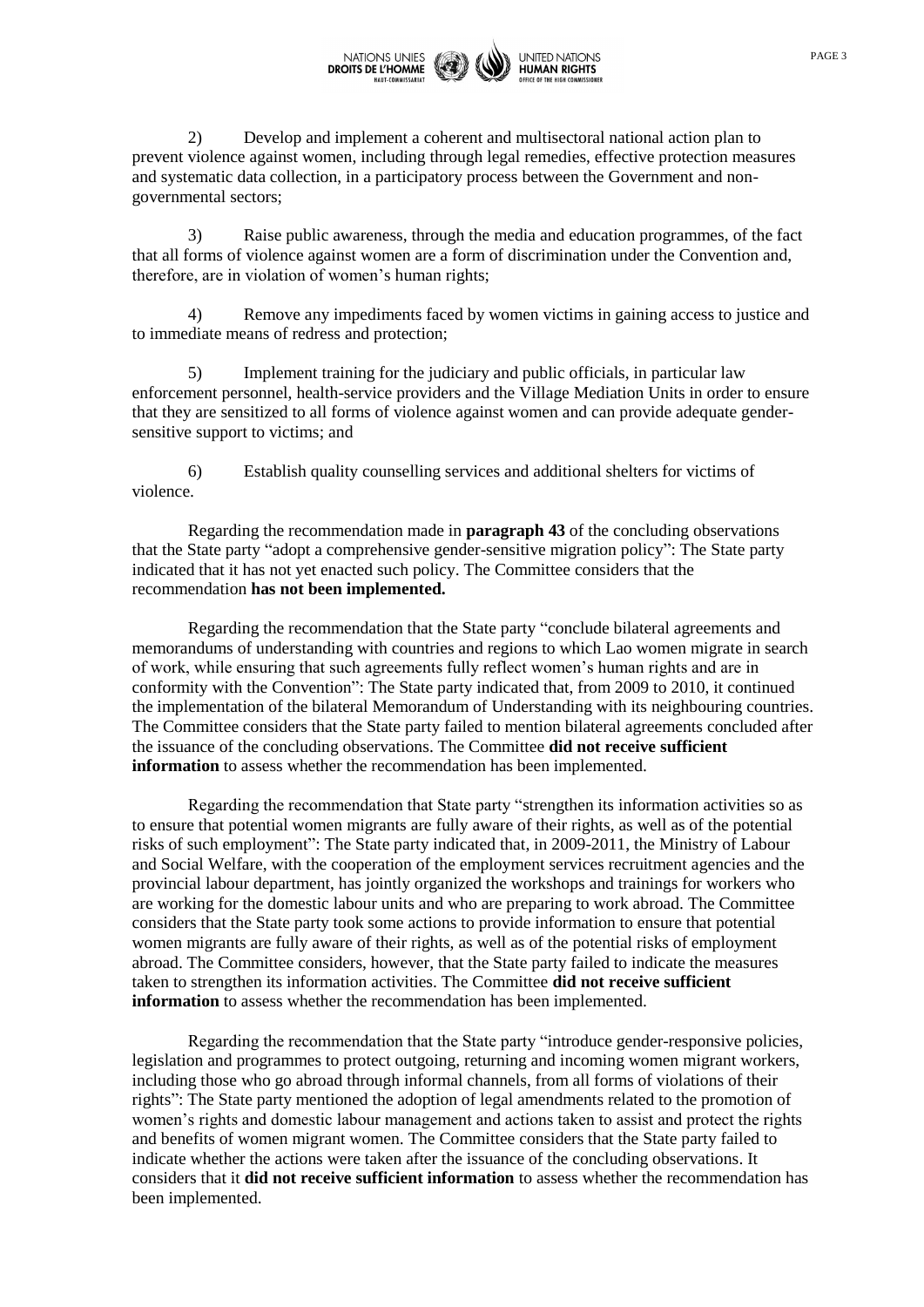2) Develop and implement a coherent and multisectoral national action plan to prevent violence against women, including through legal remedies, effective protection measures and systematic data collection, in a participatory process between the Government and non-governmental sectors;

3) Raise public awareness, through the media and education programmes, of the fact that all forms of violence against women are a form of discrimination under the Convention and, therefore, are in violation of women's human rights;

4) Remove any impediments faced by women victims in gaining access to justice and to immediate means of redress and protection;

5) Implement training for the judiciary and public officials, in particular law enforcement personnel, health-service providers and the Village Mediation Units in order to ensure that they are sensitized to all forms of violence against women and can provide adequate gender-sensitive support to victims; and

6) Establish quality counselling services and additional shelters for victims of violence.

Regarding the recommendation made in **paragraph 43** of the concluding observations that the State party "adopt a comprehensive gender-sensitive migration policy": The State party indicated that it has not yet enacted such policy. The Committee considers that the recommendation **has not been implemented.**

Regarding the recommendation that the State party "conclude bilateral agreements and memorandums of understanding with countries and regions to which Lao women migrate in search of work, while ensuring that such agreements fully reflect women's human rights and are in conformity with the Convention": The State party indicated that, from 2009 to 2010, it continued the implementation of the bilateral Memorandum of Understanding with its neighbouring countries. The Committee considers that the State party failed to mention bilateral agreements concluded after the issuance of the concluding observations. The Committee **did not receive sufficient information** to assess whether the recommendation has been implemented.

Regarding the recommendation that State party "strengthen its information activities so as to ensure that potential women migrants are fully aware of their rights, as well as of the potential risks of such employment": The State party indicated that, in 2009-2011, the Ministry of Labour and Social Welfare, with the cooperation of the employment services recruitment agencies and the provincial labour department, has jointly organized the workshops and trainings for workers who are working for the domestic labour units and who are preparing to work abroad. The Committee considers that the State party took some actions to provide information to ensure that potential women migrants are fully aware of their rights, as well as of the potential risks of employment abroad. The Committee considers, however, that the State party failed to indicate the measures taken to strengthen its information activities. The Committee **did not receive sufficient information** to assess whether the recommendation has been implemented.

Regarding the recommendation that the State party "introduce gender-responsive policies, legislation and programmes to protect outgoing, returning and incoming women migrant workers, including those who go abroad through informal channels, from all forms of violations of their rights": The State party mentioned the adoption of legal amendments related to the promotion of women's rights and domestic labour management and actions taken to assist and protect the rights and benefits of women migrant women. The Committee considers that the State party failed to indicate whether the actions were taken after the issuance of the concluding observations. It considers that it **did not receive sufficient information** to assess whether the recommendation has been implemented.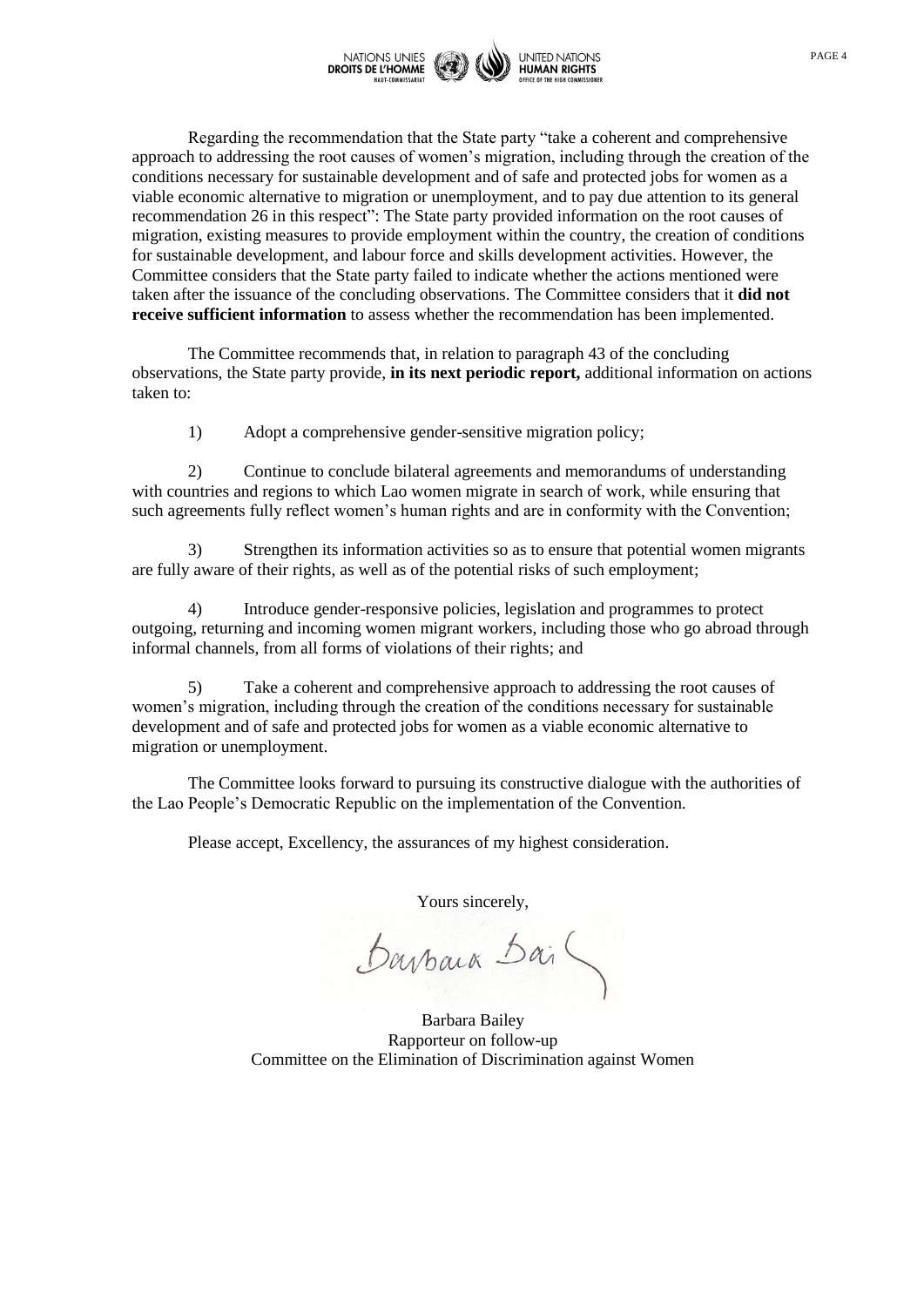Regarding the recommendation that the State party "take a coherent and comprehensive approach to addressing the root causes of women's migration, including through the creation of the conditions necessary for sustainable development and of safe and protected jobs for women as a viable economic alternative to migration or unemployment, and to pay due attention to its general recommendation 26 in this respect": The State party provided information on the root causes of migration, existing measures to provide employment within the country, the creation of conditions for sustainable development, and labour force and skills development activities. However, the Committee considers that the State party failed to indicate whether the actions mentioned were taken after the issuance of the concluding observations. The Committee considers that it **did not receive sufficient information** to assess whether the recommendation has been implemented.

The Committee recommends that, in relation to paragraph 43 of the concluding observations, the State party provide, **in its next periodic report,** additional information on actions taken to:

1) Adopt a comprehensive gender-sensitive migration policy;

2) Continue to conclude bilateral agreements and memorandums of understanding with countries and regions to which Lao women migrate in search of work, while ensuring that such agreements fully reflect women's human rights and are in conformity with the Convention;

3) Strengthen its information activities so as to ensure that potential women migrants are fully aware of their rights, as well as of the potential risks of such employment;

4) Introduce gender-responsive policies, legislation and programmes to protect outgoing, returning and incoming women migrant workers, including those who go abroad through informal channels, from all forms of violations of their rights; and

5) Take a coherent and comprehensive approach to addressing the root causes of women's migration, including through the creation of the conditions necessary for sustainable development and of safe and protected jobs for women as a viable economic alternative to migration or unemployment.

The Committee looks forward to pursuing its constructive dialogue with the authorities of the Lao People's Democratic Republic on the implementation of the Convention.

Please accept, Excellency, the assurances of my highest consideration.

Yours sincerely,

Barbara Bailey
Rapporteur on follow-up
Committee on the Elimination of Discrimination against Women